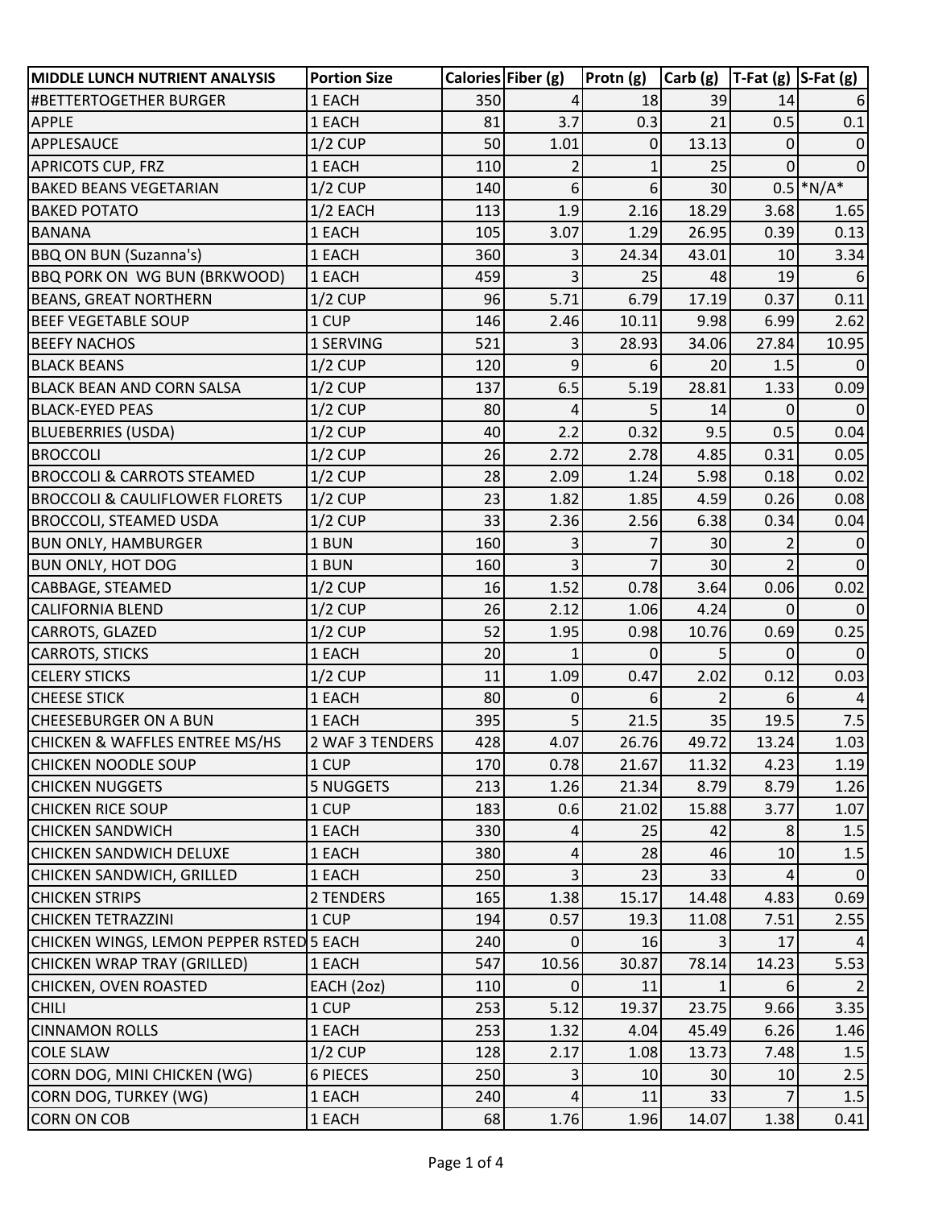| MIDDLE LUNCH NUTRIENT ANALYSIS | Portion Size | Calories | Fiber (g) | Protn (g) | Carb (g) | T-Fat (g) | S-Fat (g) |
|---|---|---|---|---|---|---|---|
| #BETTERTOGETHER BURGER | 1 EACH | 350 | 4 | 18 | 39 | 14 | 6 |
| APPLE | 1 EACH | 81 | 3.7 | 0.3 | 21 | 0.5 | 0.1 |
| APPLESAUCE | 1/2 CUP | 50 | 1.01 | 0 | 13.13 | 0 | 0 |
| APRICOTS CUP, FRZ | 1 EACH | 110 | 2 | 1 | 25 | 0 | 0 |
| BAKED BEANS VEGETARIAN | 1/2 CUP | 140 | 6 | 6 | 30 | 0.5 | *N/A* |
| BAKED POTATO | 1/2 EACH | 113 | 1.9 | 2.16 | 18.29 | 3.68 | 1.65 |
| BANANA | 1 EACH | 105 | 3.07 | 1.29 | 26.95 | 0.39 | 0.13 |
| BBQ ON BUN (Suzanna's) | 1 EACH | 360 | 3 | 24.34 | 43.01 | 10 | 3.34 |
| BBQ PORK ON WG BUN (BRKWOOD) | 1 EACH | 459 | 3 | 25 | 48 | 19 | 6 |
| BEANS, GREAT NORTHERN | 1/2 CUP | 96 | 5.71 | 6.79 | 17.19 | 0.37 | 0.11 |
| BEEF VEGETABLE SOUP | 1 CUP | 146 | 2.46 | 10.11 | 9.98 | 6.99 | 2.62 |
| BEEFY NACHOS | 1 SERVING | 521 | 3 | 28.93 | 34.06 | 27.84 | 10.95 |
| BLACK BEANS | 1/2 CUP | 120 | 9 | 6 | 20 | 1.5 | 0 |
| BLACK BEAN AND CORN SALSA | 1/2 CUP | 137 | 6.5 | 5.19 | 28.81 | 1.33 | 0.09 |
| BLACK-EYED PEAS | 1/2 CUP | 80 | 4 | 5 | 14 | 0 | 0 |
| BLUEBERRIES (USDA) | 1/2 CUP | 40 | 2.2 | 0.32 | 9.5 | 0.5 | 0.04 |
| BROCCOLI | 1/2 CUP | 26 | 2.72 | 2.78 | 4.85 | 0.31 | 0.05 |
| BROCCOLI & CARROTS STEAMED | 1/2 CUP | 28 | 2.09 | 1.24 | 5.98 | 0.18 | 0.02 |
| BROCCOLI & CAULIFLOWER FLORETS | 1/2 CUP | 23 | 1.82 | 1.85 | 4.59 | 0.26 | 0.08 |
| BROCCOLI, STEAMED USDA | 1/2 CUP | 33 | 2.36 | 2.56 | 6.38 | 0.34 | 0.04 |
| BUN ONLY, HAMBURGER | 1 BUN | 160 | 3 | 7 | 30 | 2 | 0 |
| BUN ONLY, HOT DOG | 1 BUN | 160 | 3 | 7 | 30 | 2 | 0 |
| CABBAGE, STEAMED | 1/2 CUP | 16 | 1.52 | 0.78 | 3.64 | 0.06 | 0.02 |
| CALIFORNIA BLEND | 1/2 CUP | 26 | 2.12 | 1.06 | 4.24 | 0 | 0 |
| CARROTS, GLAZED | 1/2 CUP | 52 | 1.95 | 0.98 | 10.76 | 0.69 | 0.25 |
| CARROTS, STICKS | 1 EACH | 20 | 1 | 0 | 5 | 0 | 0 |
| CELERY STICKS | 1/2 CUP | 11 | 1.09 | 0.47 | 2.02 | 0.12 | 0.03 |
| CHEESE STICK | 1 EACH | 80 | 0 | 6 | 2 | 6 | 4 |
| CHEESEBURGER ON A BUN | 1 EACH | 395 | 5 | 21.5 | 35 | 19.5 | 7.5 |
| CHICKEN & WAFFLES ENTREE MS/HS | 2 WAF 3 TENDERS | 428 | 4.07 | 26.76 | 49.72 | 13.24 | 1.03 |
| CHICKEN NOODLE SOUP | 1 CUP | 170 | 0.78 | 21.67 | 11.32 | 4.23 | 1.19 |
| CHICKEN NUGGETS | 5 NUGGETS | 213 | 1.26 | 21.34 | 8.79 | 8.79 | 1.26 |
| CHICKEN RICE SOUP | 1 CUP | 183 | 0.6 | 21.02 | 15.88 | 3.77 | 1.07 |
| CHICKEN SANDWICH | 1 EACH | 330 | 4 | 25 | 42 | 8 | 1.5 |
| CHICKEN SANDWICH DELUXE | 1 EACH | 380 | 4 | 28 | 46 | 10 | 1.5 |
| CHICKEN SANDWICH, GRILLED | 1 EACH | 250 | 3 | 23 | 33 | 4 | 0 |
| CHICKEN STRIPS | 2 TENDERS | 165 | 1.38 | 15.17 | 14.48 | 4.83 | 0.69 |
| CHICKEN TETRAZZINI | 1 CUP | 194 | 0.57 | 19.3 | 11.08 | 7.51 | 2.55 |
| CHICKEN WINGS, LEMON PEPPER RSTED | 5 EACH | 240 | 0 | 16 | 3 | 17 | 4 |
| CHICKEN WRAP TRAY (GRILLED) | 1 EACH | 547 | 10.56 | 30.87 | 78.14 | 14.23 | 5.53 |
| CHICKEN, OVEN ROASTED | EACH (2oz) | 110 | 0 | 11 | 1 | 6 | 2 |
| CHILI | 1 CUP | 253 | 5.12 | 19.37 | 23.75 | 9.66 | 3.35 |
| CINNAMON ROLLS | 1 EACH | 253 | 1.32 | 4.04 | 45.49 | 6.26 | 1.46 |
| COLE SLAW | 1/2 CUP | 128 | 2.17 | 1.08 | 13.73 | 7.48 | 1.5 |
| CORN DOG, MINI CHICKEN (WG) | 6 PIECES | 250 | 3 | 10 | 30 | 10 | 2.5 |
| CORN DOG, TURKEY (WG) | 1 EACH | 240 | 4 | 11 | 33 | 7 | 1.5 |
| CORN ON COB | 1 EACH | 68 | 1.76 | 1.96 | 14.07 | 1.38 | 0.41 |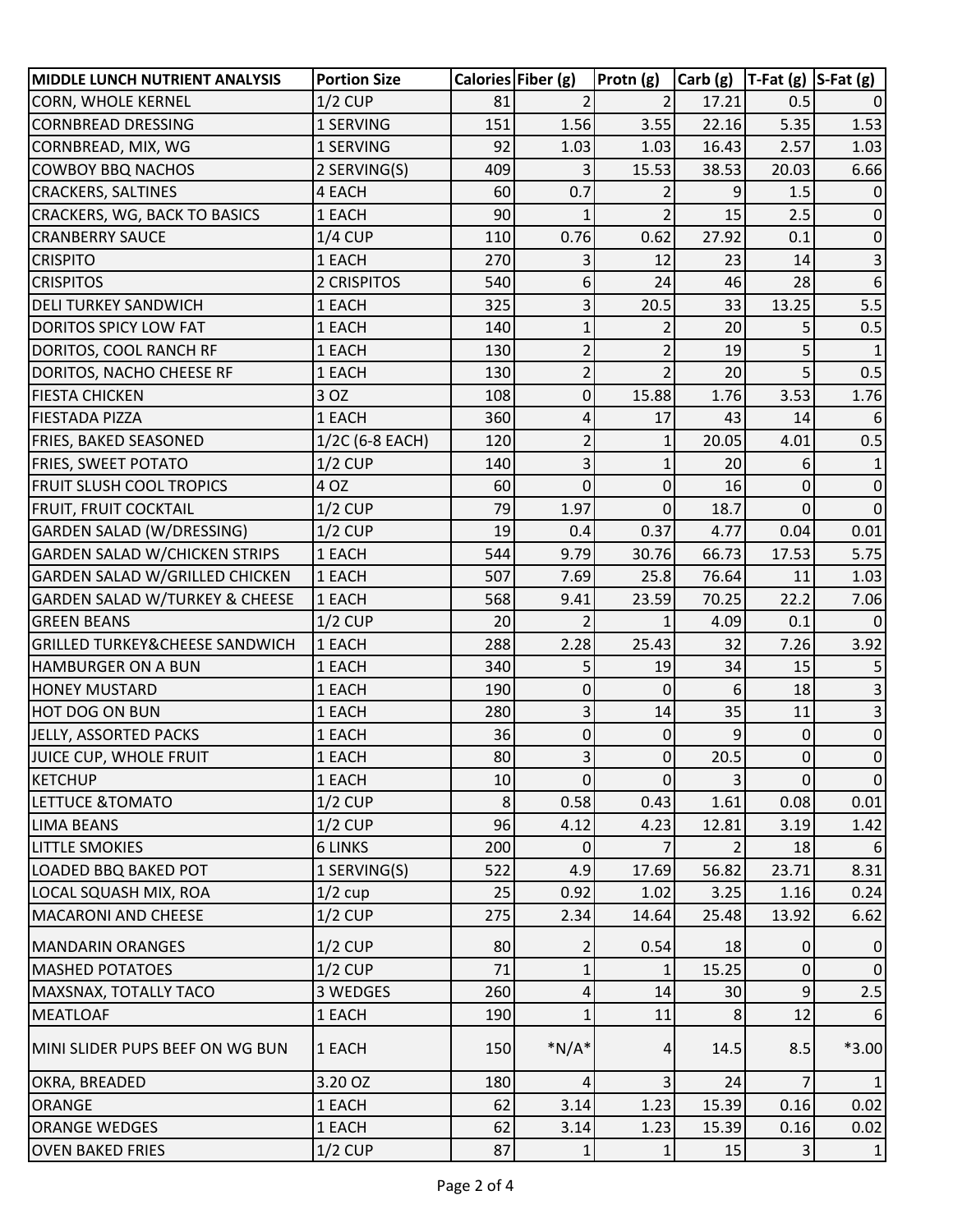| MIDDLE LUNCH NUTRIENT ANALYSIS | Portion Size | Calories | Fiber (g) | Protn (g) | Carb (g) | T-Fat (g) | S-Fat (g) |
|---|---|---|---|---|---|---|---|
| CORN, WHOLE KERNEL | 1/2 CUP | 81 | 2 | 2 | 17.21 | 0.5 | 0 |
| CORNBREAD DRESSING | 1 SERVING | 151 | 1.56 | 3.55 | 22.16 | 5.35 | 1.53 |
| CORNBREAD, MIX, WG | 1 SERVING | 92 | 1.03 | 1.03 | 16.43 | 2.57 | 1.03 |
| COWBOY BBQ NACHOS | 2 SERVING(S) | 409 | 3 | 15.53 | 38.53 | 20.03 | 6.66 |
| CRACKERS, SALTINES | 4 EACH | 60 | 0.7 | 2 | 9 | 1.5 | 0 |
| CRACKERS, WG, BACK TO BASICS | 1 EACH | 90 | 1 | 2 | 15 | 2.5 | 0 |
| CRANBERRY SAUCE | 1/4 CUP | 110 | 0.76 | 0.62 | 27.92 | 0.1 | 0 |
| CRISPITO | 1 EACH | 270 | 3 | 12 | 23 | 14 | 3 |
| CRISPITOS | 2 CRISPITOS | 540 | 6 | 24 | 46 | 28 | 6 |
| DELI TURKEY SANDWICH | 1 EACH | 325 | 3 | 20.5 | 33 | 13.25 | 5.5 |
| DORITOS SPICY LOW FAT | 1 EACH | 140 | 1 | 2 | 20 | 5 | 0.5 |
| DORITOS, COOL RANCH RF | 1 EACH | 130 | 2 | 2 | 19 | 5 | 1 |
| DORITOS, NACHO CHEESE RF | 1 EACH | 130 | 2 | 2 | 20 | 5 | 0.5 |
| FIESTA CHICKEN | 3 OZ | 108 | 0 | 15.88 | 1.76 | 3.53 | 1.76 |
| FIESTADA PIZZA | 1 EACH | 360 | 4 | 17 | 43 | 14 | 6 |
| FRIES, BAKED SEASONED | 1/2C (6-8 EACH) | 120 | 2 | 1 | 20.05 | 4.01 | 0.5 |
| FRIES, SWEET POTATO | 1/2 CUP | 140 | 3 | 1 | 20 | 6 | 1 |
| FRUIT SLUSH COOL TROPICS | 4 OZ | 60 | 0 | 0 | 16 | 0 | 0 |
| FRUIT, FRUIT COCKTAIL | 1/2 CUP | 79 | 1.97 | 0 | 18.7 | 0 | 0 |
| GARDEN SALAD (W/DRESSING) | 1/2 CUP | 19 | 0.4 | 0.37 | 4.77 | 0.04 | 0.01 |
| GARDEN SALAD W/CHICKEN STRIPS | 1 EACH | 544 | 9.79 | 30.76 | 66.73 | 17.53 | 5.75 |
| GARDEN SALAD W/GRILLED CHICKEN | 1 EACH | 507 | 7.69 | 25.8 | 76.64 | 11 | 1.03 |
| GARDEN SALAD W/TURKEY & CHEESE | 1 EACH | 568 | 9.41 | 23.59 | 70.25 | 22.2 | 7.06 |
| GREEN BEANS | 1/2 CUP | 20 | 2 | 1 | 4.09 | 0.1 | 0 |
| GRILLED TURKEY&CHEESE SANDWICH | 1 EACH | 288 | 2.28 | 25.43 | 32 | 7.26 | 3.92 |
| HAMBURGER ON A BUN | 1 EACH | 340 | 5 | 19 | 34 | 15 | 5 |
| HONEY MUSTARD | 1 EACH | 190 | 0 | 0 | 6 | 18 | 3 |
| HOT DOG ON BUN | 1 EACH | 280 | 3 | 14 | 35 | 11 | 3 |
| JELLY, ASSORTED PACKS | 1 EACH | 36 | 0 | 0 | 9 | 0 | 0 |
| JUICE CUP, WHOLE FRUIT | 1 EACH | 80 | 3 | 0 | 20.5 | 0 | 0 |
| KETCHUP | 1 EACH | 10 | 0 | 0 | 3 | 0 | 0 |
| LETTUCE &TOMATO | 1/2 CUP | 8 | 0.58 | 0.43 | 1.61 | 0.08 | 0.01 |
| LIMA BEANS | 1/2 CUP | 96 | 4.12 | 4.23 | 12.81 | 3.19 | 1.42 |
| LITTLE SMOKIES | 6 LINKS | 200 | 0 | 7 | 2 | 18 | 6 |
| LOADED BBQ BAKED POT | 1 SERVING(S) | 522 | 4.9 | 17.69 | 56.82 | 23.71 | 8.31 |
| LOCAL SQUASH MIX, ROA | 1/2 cup | 25 | 0.92 | 1.02 | 3.25 | 1.16 | 0.24 |
| MACARONI AND CHEESE | 1/2 CUP | 275 | 2.34 | 14.64 | 25.48 | 13.92 | 6.62 |
| MANDARIN ORANGES | 1/2 CUP | 80 | 2 | 0.54 | 18 | 0 | 0 |
| MASHED POTATOES | 1/2 CUP | 71 | 1 | 1 | 15.25 | 0 | 0 |
| MAXSNAX, TOTALLY TACO | 3 WEDGES | 260 | 4 | 14 | 30 | 9 | 2.5 |
| MEATLOAF | 1 EACH | 190 | 1 | 11 | 8 | 12 | 6 |
| MINI SLIDER PUPS BEEF ON WG BUN | 1 EACH | 150 | *N/A* | 4 | 14.5 | 8.5 | *3.00 |
| OKRA, BREADED | 3.20 OZ | 180 | 4 | 3 | 24 | 7 | 1 |
| ORANGE | 1 EACH | 62 | 3.14 | 1.23 | 15.39 | 0.16 | 0.02 |
| ORANGE WEDGES | 1 EACH | 62 | 3.14 | 1.23 | 15.39 | 0.16 | 0.02 |
| OVEN BAKED FRIES | 1/2 CUP | 87 | 1 | 1 | 15 | 3 | 1 |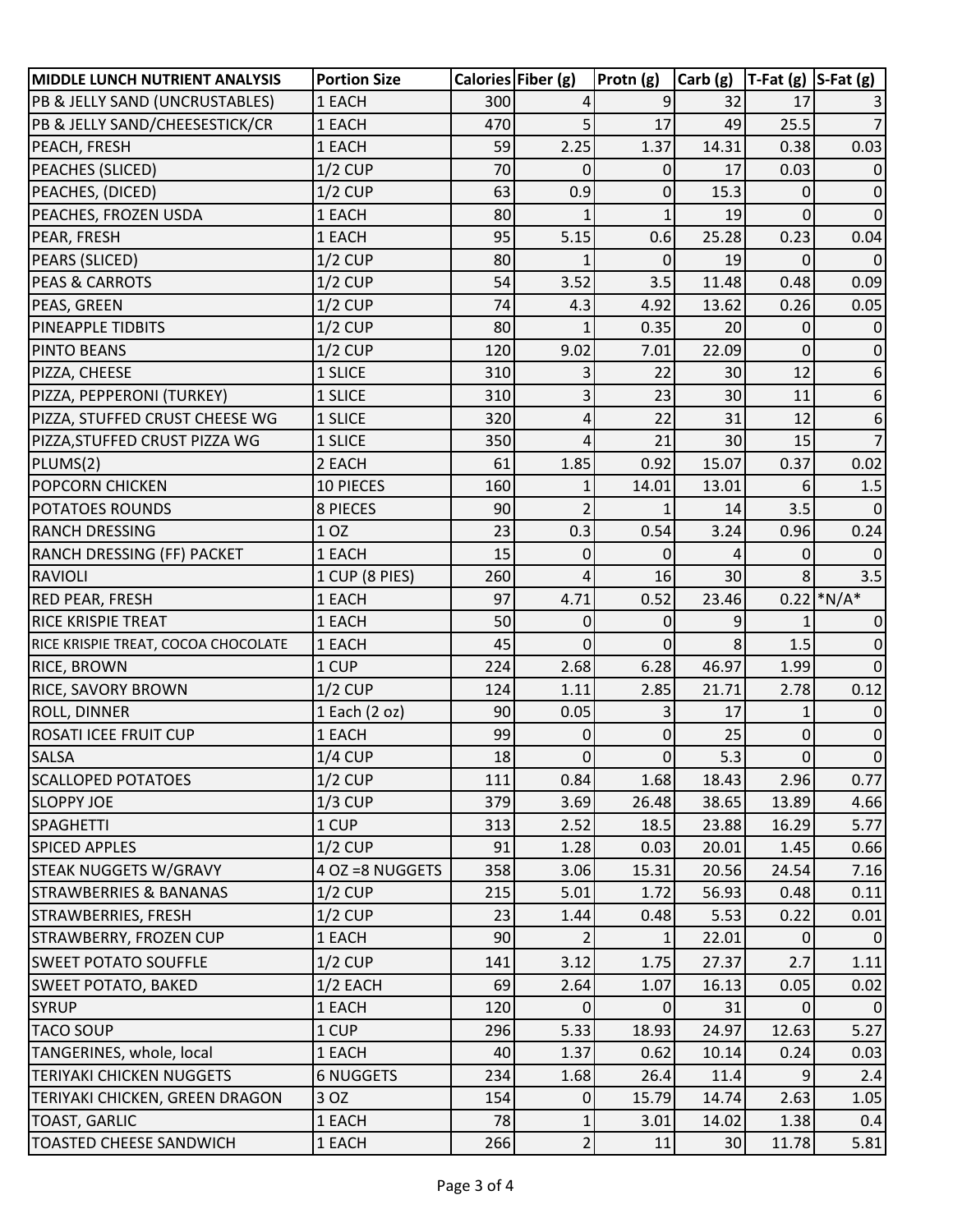| MIDDLE LUNCH NUTRIENT ANALYSIS | Portion Size | Calories | Fiber (g) | Protn (g) | Carb (g) | T-Fat (g) | S-Fat (g) |
|---|---|---|---|---|---|---|---|
| PB & JELLY SAND (UNCRUSTABLES) | 1 EACH | 300 | 4 | 9 | 32 | 17 | 3 |
| PB & JELLY SAND/CHEESESTICK/CR | 1 EACH | 470 | 5 | 17 | 49 | 25.5 | 7 |
| PEACH, FRESH | 1 EACH | 59 | 2.25 | 1.37 | 14.31 | 0.38 | 0.03 |
| PEACHES (SLICED) | 1/2 CUP | 70 | 0 | 0 | 17 | 0.03 | 0 |
| PEACHES, (DICED) | 1/2 CUP | 63 | 0.9 | 0 | 15.3 | 0 | 0 |
| PEACHES, FROZEN USDA | 1 EACH | 80 | 1 | 1 | 19 | 0 | 0 |
| PEAR, FRESH | 1 EACH | 95 | 5.15 | 0.6 | 25.28 | 0.23 | 0.04 |
| PEARS (SLICED) | 1/2 CUP | 80 | 1 | 0 | 19 | 0 | 0 |
| PEAS & CARROTS | 1/2 CUP | 54 | 3.52 | 3.5 | 11.48 | 0.48 | 0.09 |
| PEAS, GREEN | 1/2 CUP | 74 | 4.3 | 4.92 | 13.62 | 0.26 | 0.05 |
| PINEAPPLE TIDBITS | 1/2 CUP | 80 | 1 | 0.35 | 20 | 0 | 0 |
| PINTO BEANS | 1/2 CUP | 120 | 9.02 | 7.01 | 22.09 | 0 | 0 |
| PIZZA, CHEESE | 1 SLICE | 310 | 3 | 22 | 30 | 12 | 6 |
| PIZZA, PEPPERONI (TURKEY) | 1 SLICE | 310 | 3 | 23 | 30 | 11 | 6 |
| PIZZA, STUFFED CRUST CHEESE WG | 1 SLICE | 320 | 4 | 22 | 31 | 12 | 6 |
| PIZZA,STUFFED CRUST PIZZA WG | 1 SLICE | 350 | 4 | 21 | 30 | 15 | 7 |
| PLUMS(2) | 2 EACH | 61 | 1.85 | 0.92 | 15.07 | 0.37 | 0.02 |
| POPCORN CHICKEN | 10 PIECES | 160 | 1 | 14.01 | 13.01 | 6 | 1.5 |
| POTATOES ROUNDS | 8 PIECES | 90 | 2 | 1 | 14 | 3.5 | 0 |
| RANCH DRESSING | 1 OZ | 23 | 0.3 | 0.54 | 3.24 | 0.96 | 0.24 |
| RANCH DRESSING (FF) PACKET | 1 EACH | 15 | 0 | 0 | 4 | 0 | 0 |
| RAVIOLI | 1 CUP (8 PIES) | 260 | 4 | 16 | 30 | 8 | 3.5 |
| RED PEAR, FRESH | 1 EACH | 97 | 4.71 | 0.52 | 23.46 | 0.22 | *N/A* |
| RICE KRISPIE TREAT | 1 EACH | 50 | 0 | 0 | 9 | 1 | 0 |
| RICE KRISPIE TREAT, COCOA CHOCOLATE | 1 EACH | 45 | 0 | 0 | 8 | 1.5 | 0 |
| RICE, BROWN | 1 CUP | 224 | 2.68 | 6.28 | 46.97 | 1.99 | 0 |
| RICE, SAVORY BROWN | 1/2 CUP | 124 | 1.11 | 2.85 | 21.71 | 2.78 | 0.12 |
| ROLL, DINNER | 1 Each (2 oz) | 90 | 0.05 | 3 | 17 | 1 | 0 |
| ROSATI ICEE FRUIT CUP | 1 EACH | 99 | 0 | 0 | 25 | 0 | 0 |
| SALSA | 1/4 CUP | 18 | 0 | 0 | 5.3 | 0 | 0 |
| SCALLOPED POTATOES | 1/2 CUP | 111 | 0.84 | 1.68 | 18.43 | 2.96 | 0.77 |
| SLOPPY JOE | 1/3 CUP | 379 | 3.69 | 26.48 | 38.65 | 13.89 | 4.66 |
| SPAGHETTI | 1 CUP | 313 | 2.52 | 18.5 | 23.88 | 16.29 | 5.77 |
| SPICED APPLES | 1/2 CUP | 91 | 1.28 | 0.03 | 20.01 | 1.45 | 0.66 |
| STEAK NUGGETS W/GRAVY | 4 OZ =8 NUGGETS | 358 | 3.06 | 15.31 | 20.56 | 24.54 | 7.16 |
| STRAWBERRIES & BANANAS | 1/2 CUP | 215 | 5.01 | 1.72 | 56.93 | 0.48 | 0.11 |
| STRAWBERRIES, FRESH | 1/2 CUP | 23 | 1.44 | 0.48 | 5.53 | 0.22 | 0.01 |
| STRAWBERRY, FROZEN CUP | 1 EACH | 90 | 2 | 1 | 22.01 | 0 | 0 |
| SWEET POTATO SOUFFLE | 1/2 CUP | 141 | 3.12 | 1.75 | 27.37 | 2.7 | 1.11 |
| SWEET POTATO, BAKED | 1/2 EACH | 69 | 2.64 | 1.07 | 16.13 | 0.05 | 0.02 |
| SYRUP | 1 EACH | 120 | 0 | 0 | 31 | 0 | 0 |
| TACO SOUP | 1 CUP | 296 | 5.33 | 18.93 | 24.97 | 12.63 | 5.27 |
| TANGERINES, whole, local | 1 EACH | 40 | 1.37 | 0.62 | 10.14 | 0.24 | 0.03 |
| TERIYAKI CHICKEN NUGGETS | 6 NUGGETS | 234 | 1.68 | 26.4 | 11.4 | 9 | 2.4 |
| TERIYAKI CHICKEN, GREEN DRAGON | 3 OZ | 154 | 0 | 15.79 | 14.74 | 2.63 | 1.05 |
| TOAST, GARLIC | 1 EACH | 78 | 1 | 3.01 | 14.02 | 1.38 | 0.4 |
| TOASTED CHEESE SANDWICH | 1 EACH | 266 | 2 | 11 | 30 | 11.78 | 5.81 |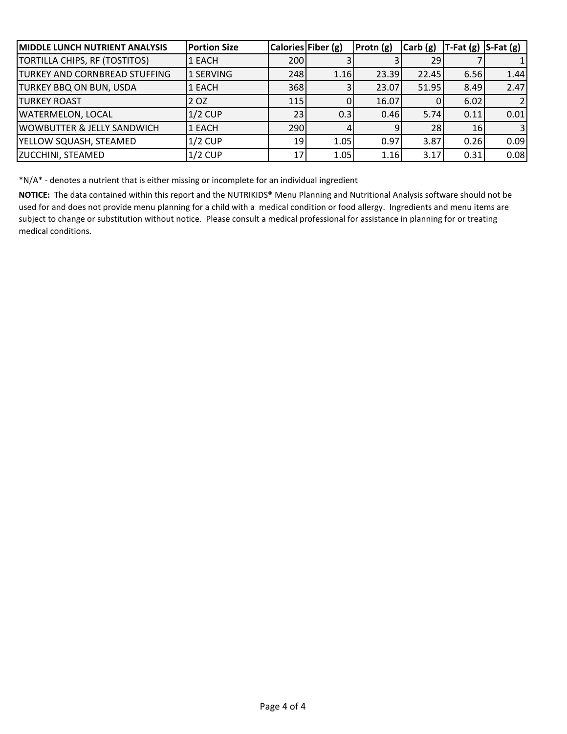| MIDDLE LUNCH NUTRIENT ANALYSIS | Portion Size | Calories | Fiber (g) | Protn (g) | Carb (g) | T-Fat (g) | S-Fat (g) |
|---|---|---|---|---|---|---|---|
| TORTILLA CHIPS, RF (TOSTITOS) | 1 EACH | 200 | 3 | 3 | 29 | 7 | 1 |
| TURKEY AND CORNBREAD STUFFING | 1 SERVING | 248 | 1.16 | 23.39 | 22.45 | 6.56 | 1.44 |
| TURKEY BBQ ON BUN, USDA | 1 EACH | 368 | 3 | 23.07 | 51.95 | 8.49 | 2.47 |
| TURKEY ROAST | 2 OZ | 115 | 0 | 16.07 | 0 | 6.02 | 2 |
| WATERMELON, LOCAL | 1/2 CUP | 23 | 0.3 | 0.46 | 5.74 | 0.11 | 0.01 |
| WOWBUTTER & JELLY SANDWICH | 1 EACH | 290 | 4 | 9 | 28 | 16 | 3 |
| YELLOW SQUASH, STEAMED | 1/2 CUP | 19 | 1.05 | 0.97 | 3.87 | 0.26 | 0.09 |
| ZUCCHINI, STEAMED | 1/2 CUP | 17 | 1.05 | 1.16 | 3.17 | 0.31 | 0.08 |

*N/A* - denotes a nutrient that is either missing or incomplete for an individual ingredient

**NOTICE:** The data contained within this report and the NUTRIKIDS® Menu Planning and Nutritional Analysis software should not be used for and does not provide menu planning for a child with a medical condition or food allergy. Ingredients and menu items are subject to change or substitution without notice. Please consult a medical professional for assistance in planning for or treating medical conditions.